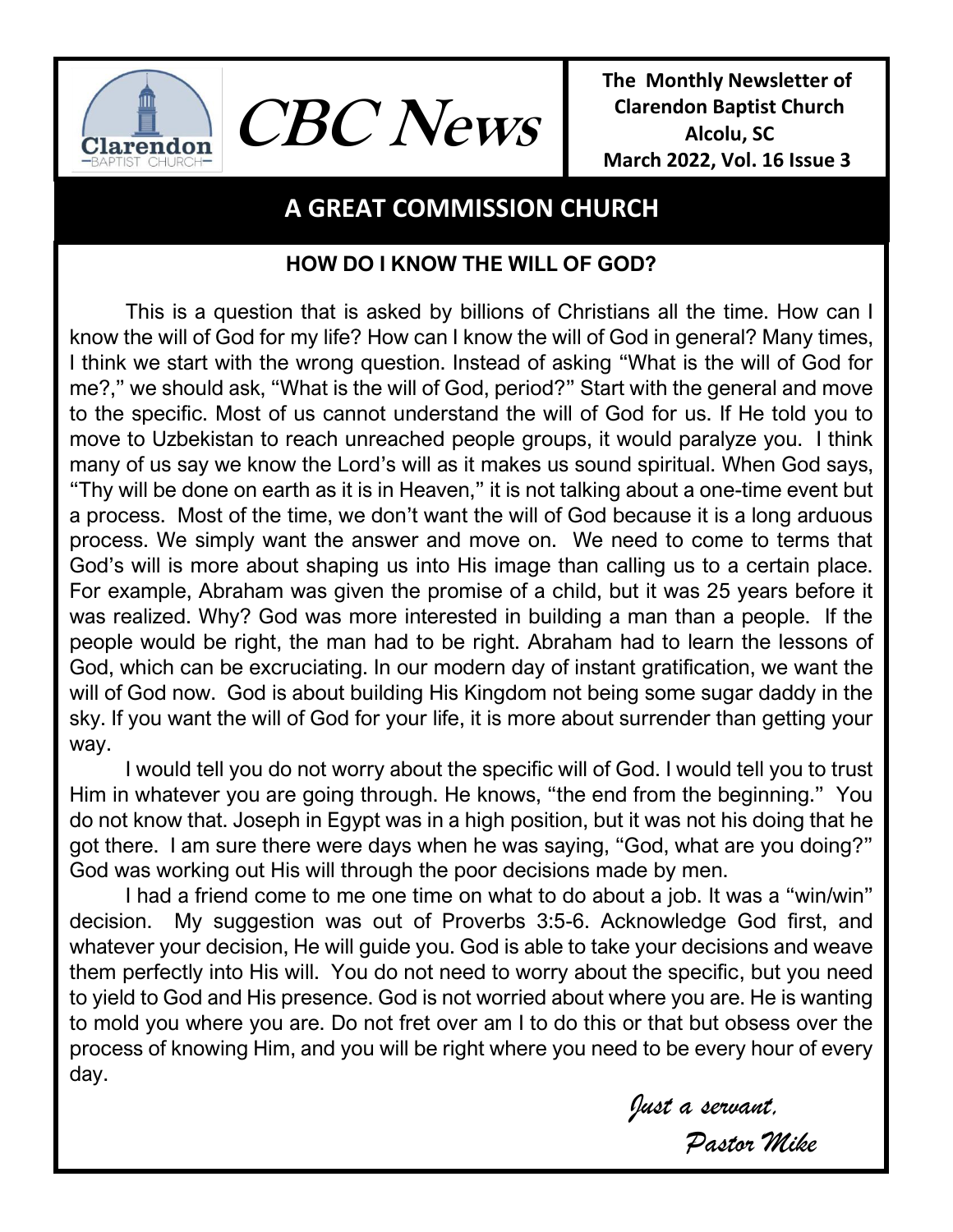# CBC News

**The Monthly Newsletter of Clarendon Baptist Church**
**Alcolu, SC**
**March 2022, Vol. 16 Issue 3**

## A GREAT COMMISSION CHURCH

### HOW DO I KNOW THE WILL OF GOD?

This is a question that is asked by billions of Christians all the time. How can I know the will of God for my life? How can I know the will of God in general? Many times, I think we start with the wrong question. Instead of asking "What is the will of God for me?," we should ask, "What is the will of God, period?" Start with the general and move to the specific. Most of us cannot understand the will of God for us. If He told you to move to Uzbekistan to reach unreached people groups, it would paralyze you. I think many of us say we know the Lord's will as it makes us sound spiritual. When God says, "Thy will be done on earth as it is in Heaven," it is not talking about a one-time event but a process. Most of the time, we don't want the will of God because it is a long arduous process. We simply want the answer and move on. We need to come to terms that God's will is more about shaping us into His image than calling us to a certain place. For example, Abraham was given the promise of a child, but it was 25 years before it was realized. Why? God was more interested in building a man than a people. If the people would be right, the man had to be right. Abraham had to learn the lessons of God, which can be excruciating. In our modern day of instant gratification, we want the will of God now. God is about building His Kingdom not being some sugar daddy in the sky. If you want the will of God for your life, it is more about surrender than getting your way.

I would tell you do not worry about the specific will of God. I would tell you to trust Him in whatever you are going through. He knows, "the end from the beginning." You do not know that. Joseph in Egypt was in a high position, but it was not his doing that he got there. I am sure there were days when he was saying, "God, what are you doing?" God was working out His will through the poor decisions made by men.

I had a friend come to me one time on what to do about a job. It was a "win/win" decision. My suggestion was out of Proverbs 3:5-6. Acknowledge God first, and whatever your decision, He will guide you. God is able to take your decisions and weave them perfectly into His will. You do not need to worry about the specific, but you need to yield to God and His presence. God is not worried about where you are. He is wanting to mold you where you are. Do not fret over am I to do this or that but obsess over the process of knowing Him, and you will be right where you need to be every hour of every day.

*Just a servant,*
*Pastor Mike*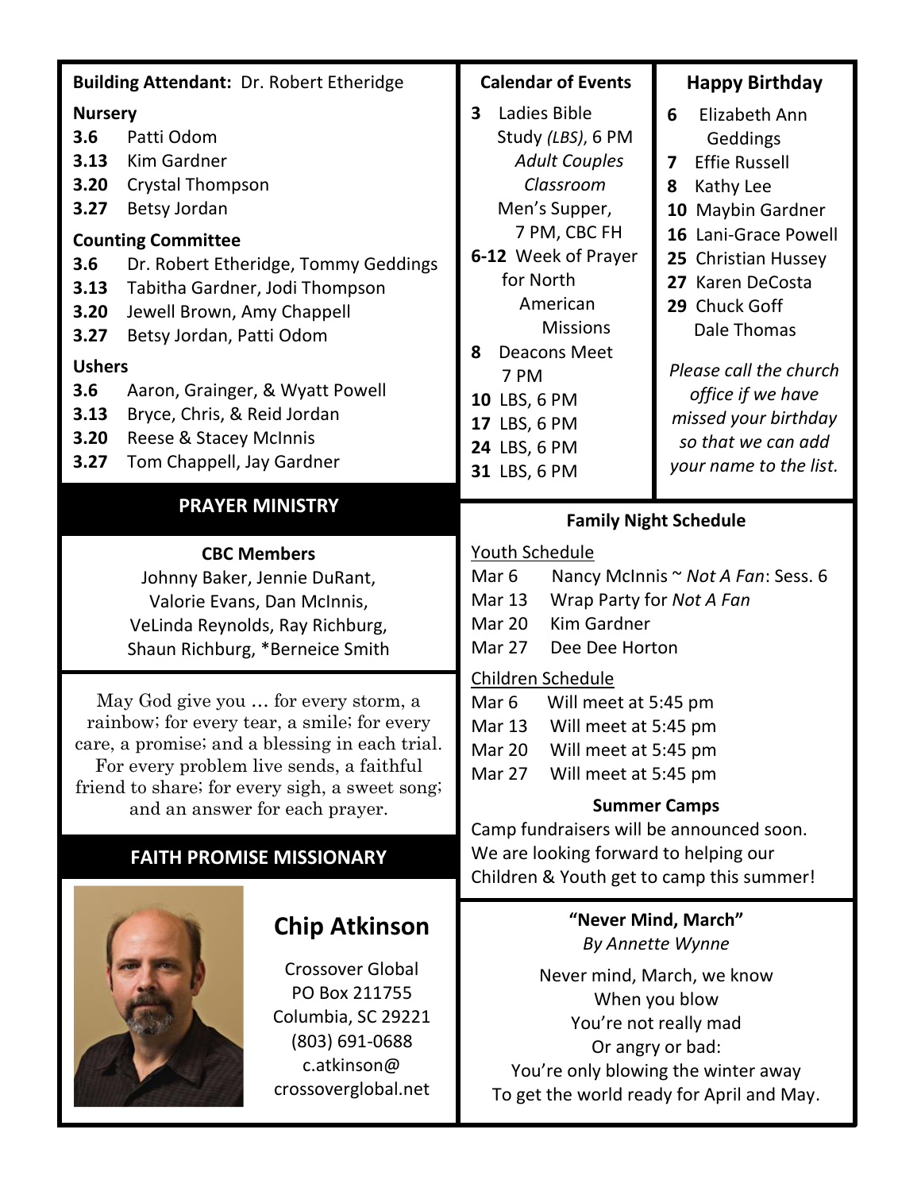**Building Attendant:** Dr. Robert Etheridge

**Nursery**

- **3.6** Patti Odom
- **3.13** Kim Gardner
- **3.20** Crystal Thompson
- **3.27** Betsy Jordan

**Counting Committee**

- **3.6** Dr. Robert Etheridge, Tommy Geddings
- **3.13** Tabitha Gardner, Jodi Thompson
- **3.20** Jewell Brown, Amy Chappell
- **3.27** Betsy Jordan, Patti Odom

**Ushers**

- **3.6** Aaron, Grainger, & Wyatt Powell
- **3.13** Bryce, Chris, & Reid Jordan
- **3.20** Reese & Stacey McInnis
- **3.27** Tom Chappell, Jay Gardner

## PRAYER MINISTRY

**CBC Members**

Johnny Baker, Jennie DuRant, Valorie Evans, Dan McInnis, VeLinda Reynolds, Ray Richburg, Shaun Richburg, *Berneice Smith

May God give you … for every storm, a rainbow; for every tear, a smile; for every care, a promise; and a blessing in each trial. For every problem live sends, a faithful friend to share; for every sigh, a sweet song; and an answer for each prayer.

## FAITH PROMISE MISSIONARY

**Chip Atkinson**

Crossover Global
PO Box 211755
Columbia, SC 29221
(803) 691-0688
c.atkinson@crossoverglobal.net

### Calendar of Events

- **3** Ladies Bible Study *(LBS)*, 6 PM *Adult Couples Classroom*
  Men's Supper, 7 PM, CBC FH
- **6-12** Week of Prayer for North American Missions
- **8** Deacons Meet 7 PM
- **10** LBS, 6 PM
- **17** LBS, 6 PM
- **24** LBS, 6 PM
- **31** LBS, 6 PM

### Happy Birthday

- **6** Elizabeth Ann Geddings
- **7** Effie Russell
- **8** Kathy Lee
- **10** Maybin Gardner
- **16** Lani-Grace Powell
- **25** Christian Hussey
- **27** Karen DeCosta
- **29** Chuck Goff
  Dale Thomas

*Please call the church office if we have missed your birthday so that we can add your name to the list.*

### Family Night Schedule

Youth Schedule

- Mar 6 Nancy McInnis ~ *Not A Fan*: Sess. 6
- Mar 13 Wrap Party for *Not A Fan*
- Mar 20 Kim Gardner
- Mar 27 Dee Dee Horton

Children Schedule

- Mar 6 Will meet at 5:45 pm
- Mar 13 Will meet at 5:45 pm
- Mar 20 Will meet at 5:45 pm
- Mar 27 Will meet at 5:45 pm

**Summer Camps**

Camp fundraisers will be announced soon. We are looking forward to helping our Children & Youth get to camp this summer!

**"Never Mind, March"**
*By Annette Wynne*

Never mind, March, we know
When you blow
You're not really mad
Or angry or bad:
You're only blowing the winter away
To get the world ready for April and May.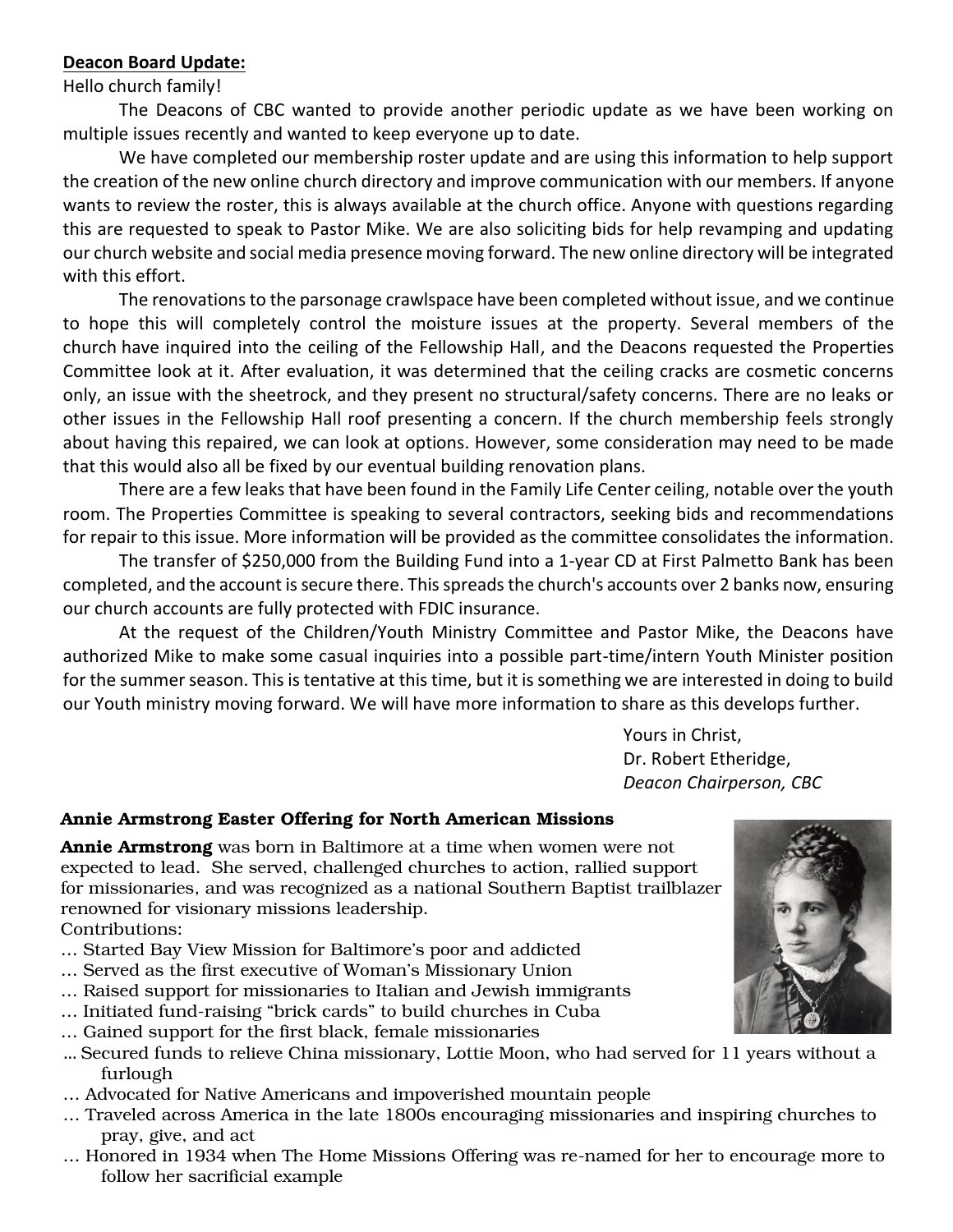**Deacon Board Update:**

Hello church family!

The Deacons of CBC wanted to provide another periodic update as we have been working on multiple issues recently and wanted to keep everyone up to date.

We have completed our membership roster update and are using this information to help support the creation of the new online church directory and improve communication with our members. If anyone wants to review the roster, this is always available at the church office. Anyone with questions regarding this are requested to speak to Pastor Mike. We are also soliciting bids for help revamping and updating our church website and social media presence moving forward. The new online directory will be integrated with this effort.

The renovations to the parsonage crawlspace have been completed without issue, and we continue to hope this will completely control the moisture issues at the property. Several members of the church have inquired into the ceiling of the Fellowship Hall, and the Deacons requested the Properties Committee look at it. After evaluation, it was determined that the ceiling cracks are cosmetic concerns only, an issue with the sheetrock, and they present no structural/safety concerns. There are no leaks or other issues in the Fellowship Hall roof presenting a concern. If the church membership feels strongly about having this repaired, we can look at options. However, some consideration may need to be made that this would also all be fixed by our eventual building renovation plans.

There are a few leaks that have been found in the Family Life Center ceiling, notable over the youth room. The Properties Committee is speaking to several contractors, seeking bids and recommendations for repair to this issue. More information will be provided as the committee consolidates the information.

The transfer of $250,000 from the Building Fund into a 1-year CD at First Palmetto Bank has been completed, and the account is secure there. This spreads the church's accounts over 2 banks now, ensuring our church accounts are fully protected with FDIC insurance.

At the request of the Children/Youth Ministry Committee and Pastor Mike, the Deacons have authorized Mike to make some casual inquiries into a possible part-time/intern Youth Minister position for the summer season. This is tentative at this time, but it is something we are interested in doing to build our Youth ministry moving forward. We will have more information to share as this develops further.

Yours in Christ,
Dr. Robert Etheridge,
*Deacon Chairperson, CBC*

**Annie Armstrong Easter Offering for North American Missions**

**Annie Armstrong** was born in Baltimore at a time when women were not expected to lead. She served, challenged churches to action, rallied support for missionaries, and was recognized as a national Southern Baptist trailblazer renowned for visionary missions leadership.

Contributions:

... Started Bay View Mission for Baltimore's poor and addicted
... Served as the first executive of Woman's Missionary Union
... Raised support for missionaries to Italian and Jewish immigrants
... Initiated fund-raising "brick cards" to build churches in Cuba
... Gained support for the first black, female missionaries
... Secured funds to relieve China missionary, Lottie Moon, who had served for 11 years without a furlough
... Advocated for Native Americans and impoverished mountain people
... Traveled across America in the late 1800s encouraging missionaries and inspiring churches to pray, give, and act
... Honored in 1934 when The Home Missions Offering was re-named for her to encourage more to follow her sacrificial example